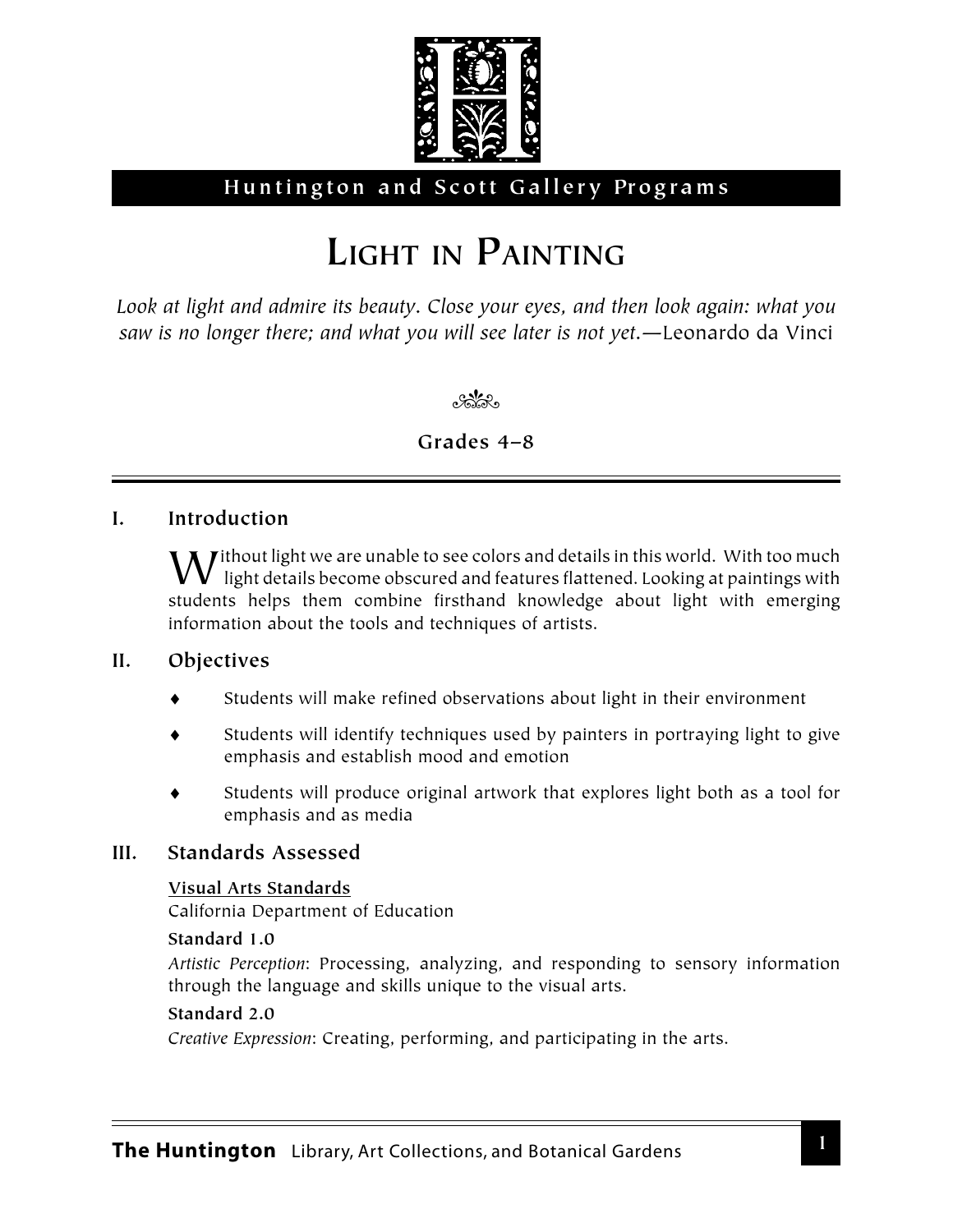Huntington and Scott Gallery Programs

# Light in Painting

*Look at light and admire its beauty. Close your eyes, and then look again: what you saw is no longer there; and what you will see later is not yet.*—Leonardo da Vinci

**Grades 4–8**

## I. Introduction

Without light we are unable to see colors and details in this world. With too much light details become obscured and features flattened. Looking at paintings with students helps them combine firsthand knowledge about light with emerging information about the tools and techniques of artists.

## II. Objectives

- Students will make refined observations about light in their environment
- Students will identify techniques used by painters in portraying light to give emphasis and establish mood and emotion
- Students will produce original artwork that explores light both as a tool for emphasis and as media

## III. Standards Assessed

<u>**Visual Arts Standards**</u>
California Department of Education

**Standard 1.0**
*Artistic Perception*: Processing, analyzing, and responding to sensory information through the language and skills unique to the visual arts.

**Standard 2.0**
*Creative Expression*: Creating, performing, and participating in the arts.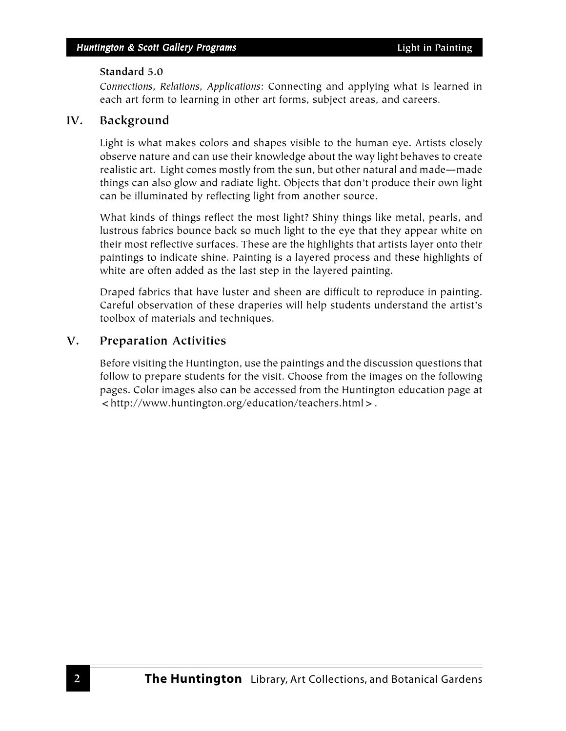**Standard 5.0**

*Connections, Relations, Applications*: Connecting and applying what is learned in each art form to learning in other art forms, subject areas, and careers.

## IV. Background

Light is what makes colors and shapes visible to the human eye. Artists closely observe nature and can use their knowledge about the way light behaves to create realistic art. Light comes mostly from the sun, but other natural and made—made things can also glow and radiate light. Objects that don't produce their own light can be illuminated by reflecting light from another source.

What kinds of things reflect the most light? Shiny things like metal, pearls, and lustrous fabrics bounce back so much light to the eye that they appear white on their most reflective surfaces. These are the highlights that artists layer onto their paintings to indicate shine. Painting is a layered process and these highlights of white are often added as the last step in the layered painting.

Draped fabrics that have luster and sheen are difficult to reproduce in painting. Careful observation of these draperies will help students understand the artist's toolbox of materials and techniques.

## V. Preparation Activities

Before visiting the Huntington, use the paintings and the discussion questions that follow to prepare students for the visit. Choose from the images on the following pages. Color images also can be accessed from the Huntington education page at <http://www.huntington.org/education/teachers.html>.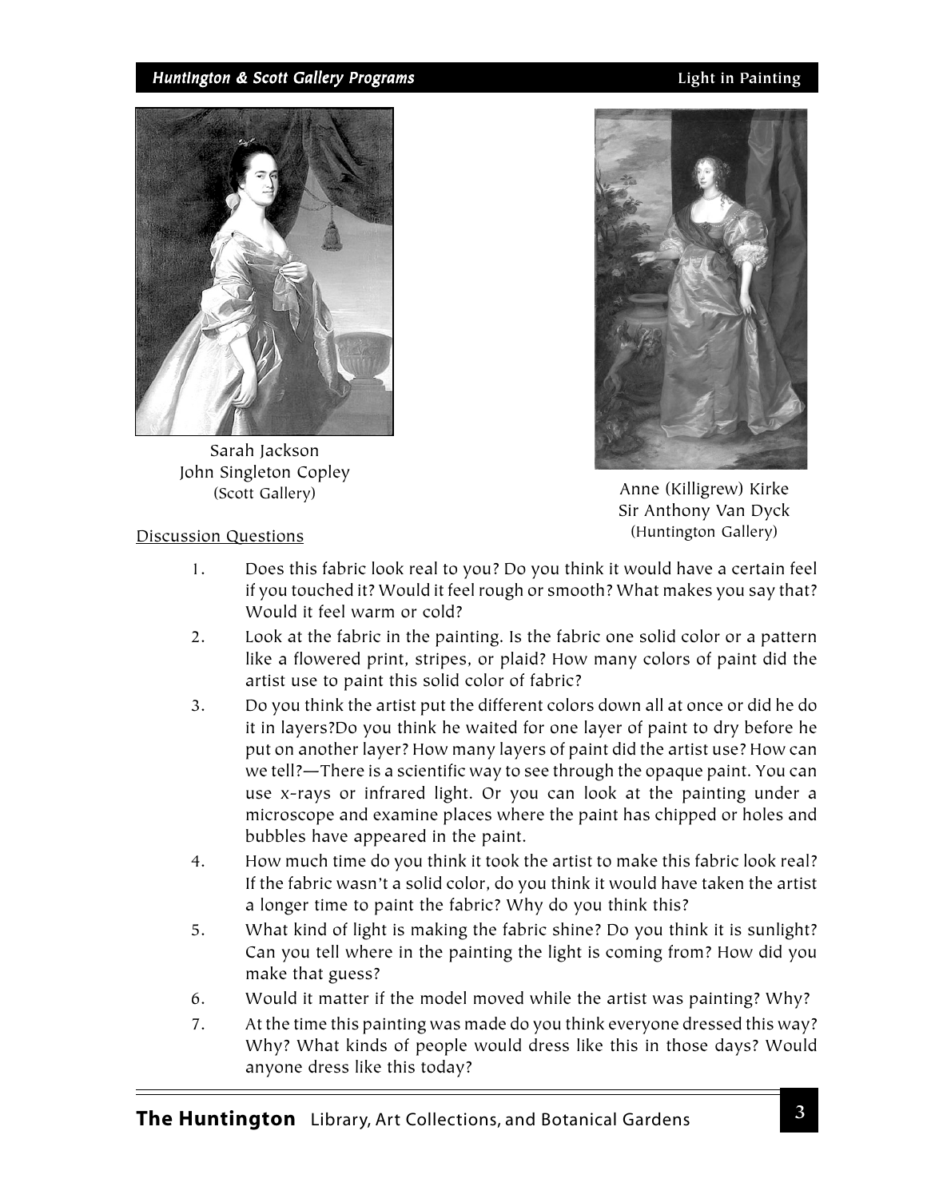Sarah Jackson
John Singleton Copley
(Scott Gallery)

Anne (Killigrew) Kirke
Sir Anthony Van Dyck
(Huntington Gallery)

Discussion Questions

1. Does this fabric look real to you? Do you think it would have a certain feel if you touched it? Would it feel rough or smooth? What makes you say that? Would it feel warm or cold?
2. Look at the fabric in the painting. Is the fabric one solid color or a pattern like a flowered print, stripes, or plaid? How many colors of paint did the artist use to paint this solid color of fabric?
3. Do you think the artist put the different colors down all at once or did he do it in layers?Do you think he waited for one layer of paint to dry before he put on another layer? How many layers of paint did the artist use? How can we tell?—There is a scientific way to see through the opaque paint. You can use x-rays or infrared light. Or you can look at the painting under a microscope and examine places where the paint has chipped or holes and bubbles have appeared in the paint.
4. How much time do you think it took the artist to make this fabric look real? If the fabric wasn't a solid color, do you think it would have taken the artist a longer time to paint the fabric? Why do you think this?
5. What kind of light is making the fabric shine? Do you think it is sunlight? Can you tell where in the painting the light is coming from? How did you make that guess?
6. Would it matter if the model moved while the artist was painting? Why?
7. At the time this painting was made do you think everyone dressed this way? Why? What kinds of people would dress like this in those days? Would anyone dress like this today?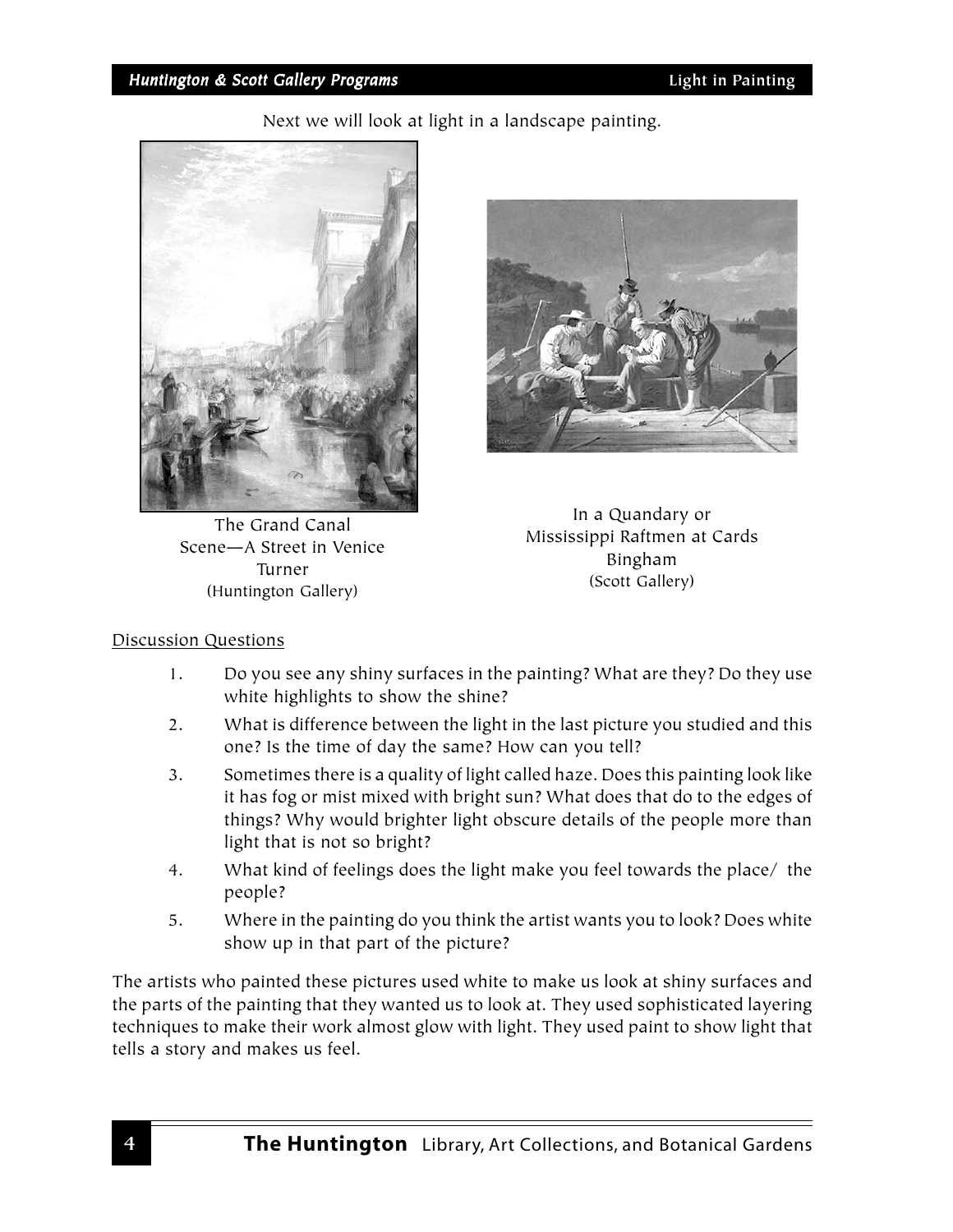Next we will look at light in a landscape painting.

The Grand Canal Scene—A Street in Venice
Turner
(Huntington Gallery)

In a Quandary or Mississippi Raftmen at Cards
Bingham
(Scott Gallery)

Discussion Questions

1. Do you see any shiny surfaces in the painting? What are they? Do they use white highlights to show the shine?
2. What is difference between the light in the last picture you studied and this one? Is the time of day the same? How can you tell?
3. Sometimes there is a quality of light called haze. Does this painting look like it has fog or mist mixed with bright sun? What does that do to the edges of things? Why would brighter light obscure details of the people more than light that is not so bright?
4. What kind of feelings does the light make you feel towards the place/ the people?
5. Where in the painting do you think the artist wants you to look? Does white show up in that part of the picture?

The artists who painted these pictures used white to make us look at shiny surfaces and the parts of the painting that they wanted us to look at. They used sophisticated layering techniques to make their work almost glow with light. They used paint to show light that tells a story and makes us feel.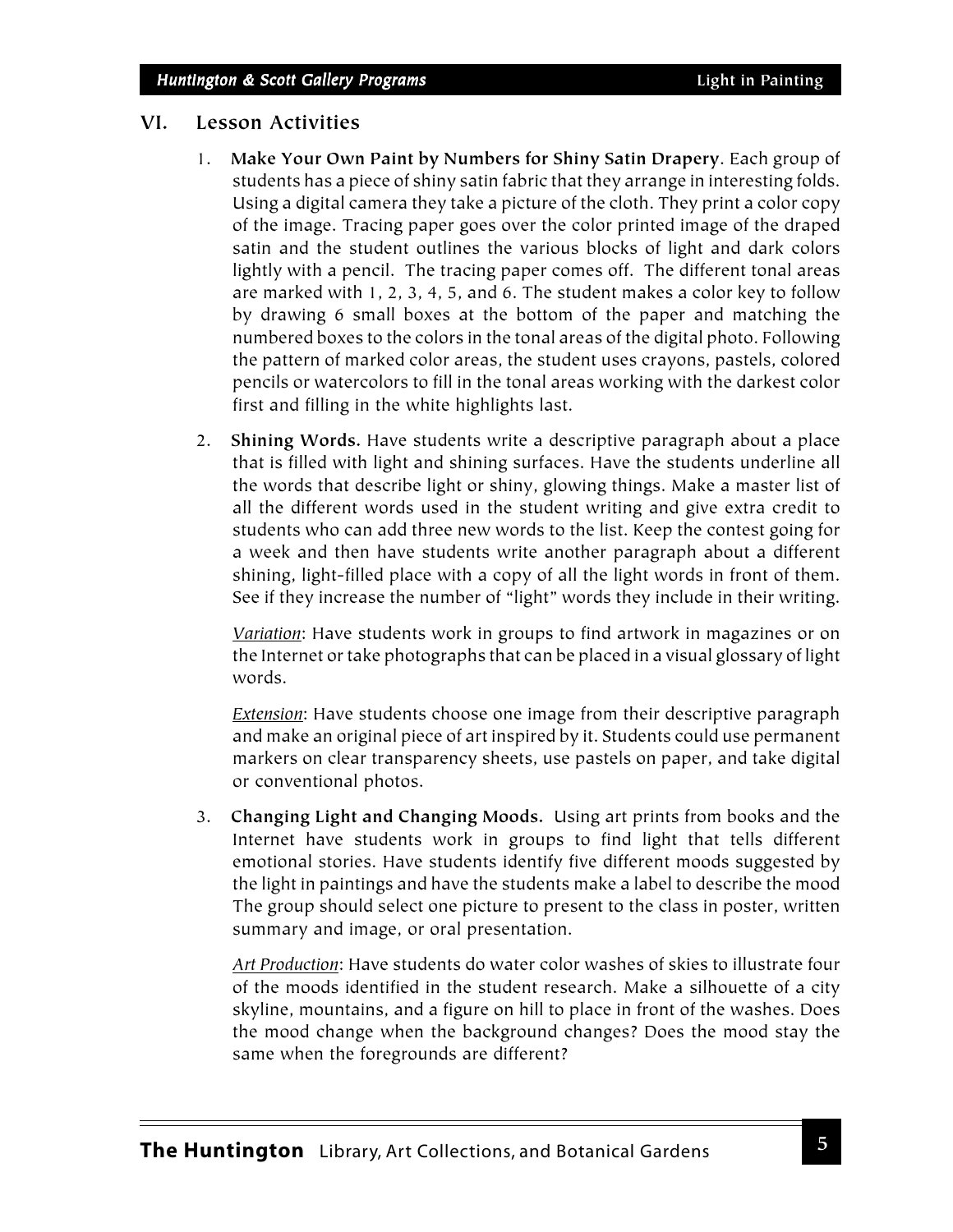## VI. Lesson Activities

1. **Make Your Own Paint by Numbers for Shiny Satin Drapery**. Each group of students has a piece of shiny satin fabric that they arrange in interesting folds. Using a digital camera they take a picture of the cloth. They print a color copy of the image. Tracing paper goes over the color printed image of the draped satin and the student outlines the various blocks of light and dark colors lightly with a pencil. The tracing paper comes off. The different tonal areas are marked with 1, 2, 3, 4, 5, and 6. The student makes a color key to follow by drawing 6 small boxes at the bottom of the paper and matching the numbered boxes to the colors in the tonal areas of the digital photo. Following the pattern of marked color areas, the student uses crayons, pastels, colored pencils or watercolors to fill in the tonal areas working with the darkest color first and filling in the white highlights last.

2. **Shining Words.** Have students write a descriptive paragraph about a place that is filled with light and shining surfaces. Have the students underline all the words that describe light or shiny, glowing things. Make a master list of all the different words used in the student writing and give extra credit to students who can add three new words to the list. Keep the contest going for a week and then have students write another paragraph about a different shining, light-filled place with a copy of all the light words in front of them. See if they increase the number of "light" words they include in their writing.

   *Variation*: Have students work in groups to find artwork in magazines or on the Internet or take photographs that can be placed in a visual glossary of light words.

   *Extension*: Have students choose one image from their descriptive paragraph and make an original piece of art inspired by it. Students could use permanent markers on clear transparency sheets, use pastels on paper, and take digital or conventional photos.

3. **Changing Light and Changing Moods.** Using art prints from books and the Internet have students work in groups to find light that tells different emotional stories. Have students identify five different moods suggested by the light in paintings and have the students make a label to describe the mood The group should select one picture to present to the class in poster, written summary and image, or oral presentation.

   *Art Production*: Have students do water color washes of skies to illustrate four of the moods identified in the student research. Make a silhouette of a city skyline, mountains, and a figure on hill to place in front of the washes. Does the mood change when the background changes? Does the mood stay the same when the foregrounds are different?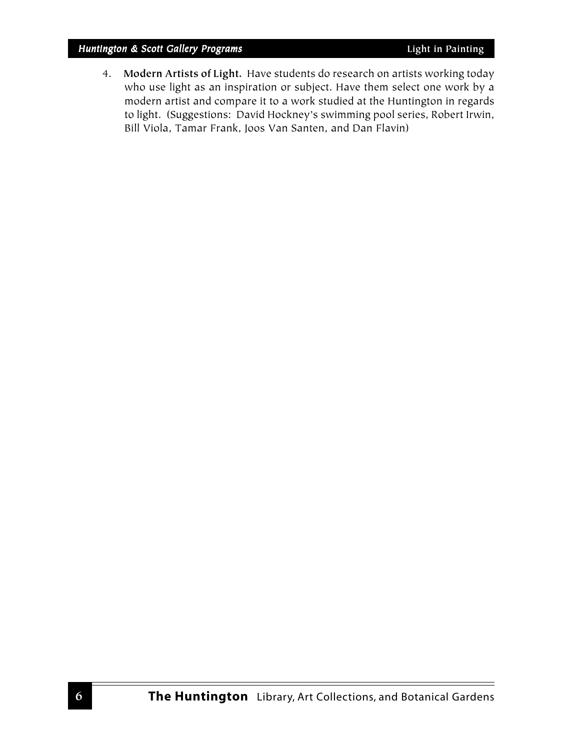4. **Modern Artists of Light.** Have students do research on artists working today who use light as an inspiration or subject. Have them select one work by a modern artist and compare it to a work studied at the Huntington in regards to light. (Suggestions: David Hockney's swimming pool series, Robert Irwin, Bill Viola, Tamar Frank, Joos Van Santen, and Dan Flavin)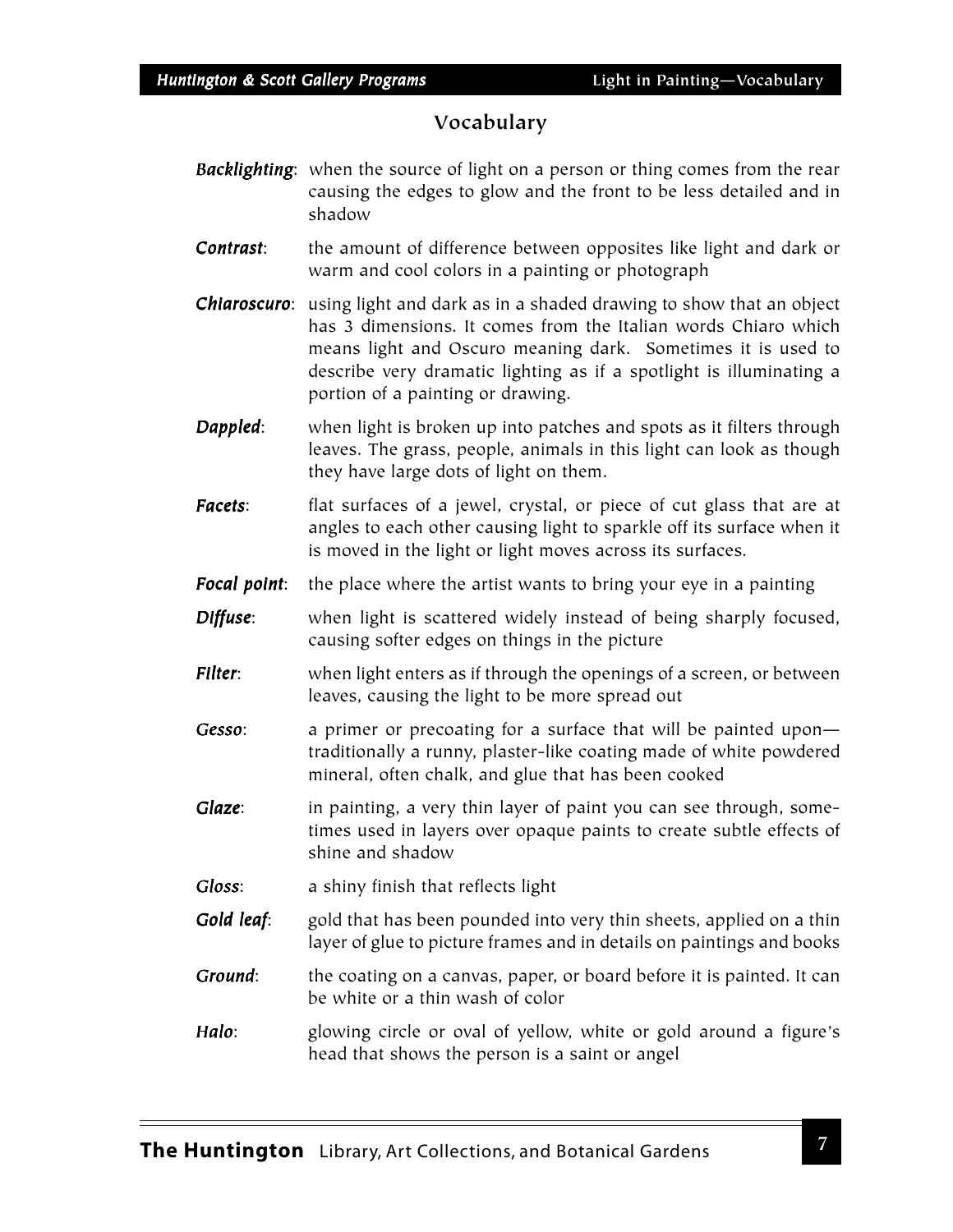## Vocabulary

***Backlighting***: when the source of light on a person or thing comes from the rear causing the edges to glow and the front to be less detailed and in shadow

***Contrast***: the amount of difference between opposites like light and dark or warm and cool colors in a painting or photograph

***Chiaroscuro***: using light and dark as in a shaded drawing to show that an object has 3 dimensions. It comes from the Italian words Chiaro which means light and Oscuro meaning dark. Sometimes it is used to describe very dramatic lighting as if a spotlight is illuminating a portion of a painting or drawing.

***Dappled***: when light is broken up into patches and spots as it filters through leaves. The grass, people, animals in this light can look as though they have large dots of light on them.

***Facets***: flat surfaces of a jewel, crystal, or piece of cut glass that are at angles to each other causing light to sparkle off its surface when it is moved in the light or light moves across its surfaces.

***Focal point***: the place where the artist wants to bring your eye in a painting

***Diffuse***: when light is scattered widely instead of being sharply focused, causing softer edges on things in the picture

***Filter***: when light enters as if through the openings of a screen, or between leaves, causing the light to be more spread out

***Gesso***: a primer or precoating for a surface that will be painted upon—traditionally a runny, plaster-like coating made of white powdered mineral, often chalk, and glue that has been cooked

***Glaze***: in painting, a very thin layer of paint you can see through, sometimes used in layers over opaque paints to create subtle effects of shine and shadow

***Gloss***: a shiny finish that reflects light

***Gold leaf***: gold that has been pounded into very thin sheets, applied on a thin layer of glue to picture frames and in details on paintings and books

***Ground***: the coating on a canvas, paper, or board before it is painted. It can be white or a thin wash of color

***Halo***: glowing circle or oval of yellow, white or gold around a figure's head that shows the person is a saint or angel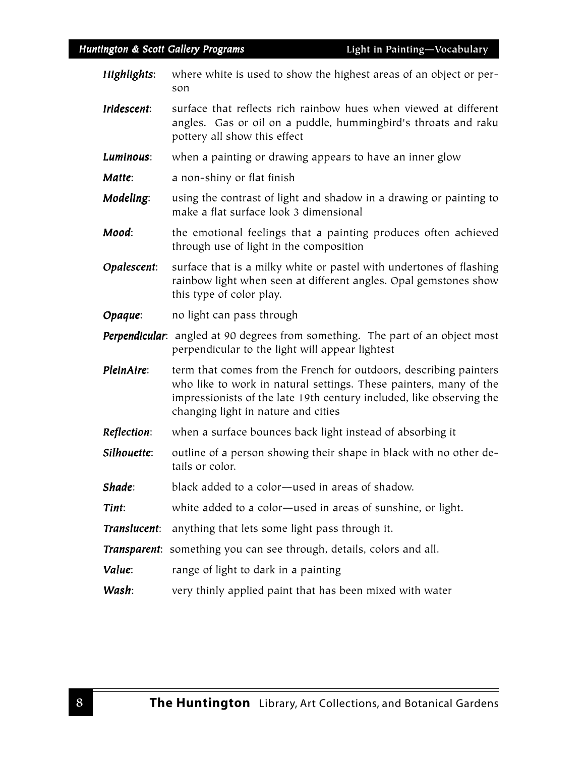***Highlights***: where white is used to show the highest areas of an object or person

***Iridescent***: surface that reflects rich rainbow hues when viewed at different angles. Gas or oil on a puddle, hummingbird's throats and raku pottery all show this effect

***Luminous***: when a painting or drawing appears to have an inner glow

***Matte***: a non-shiny or flat finish

***Modeling***: using the contrast of light and shadow in a drawing or painting to make a flat surface look 3 dimensional

***Mood***: the emotional feelings that a painting produces often achieved through use of light in the composition

***Opalescent***: surface that is a milky white or pastel with undertones of flashing rainbow light when seen at different angles. Opal gemstones show this type of color play.

***Opaque***: no light can pass through

***Perpendicular***: angled at 90 degrees from something. The part of an object most perpendicular to the light will appear lightest

***PleinAire***: term that comes from the French for outdoors, describing painters who like to work in natural settings. These painters, many of the impressionists of the late 19th century included, like observing the changing light in nature and cities

***Reflection***: when a surface bounces back light instead of absorbing it

***Silhouette***: outline of a person showing their shape in black with no other details or color.

***Shade***: black added to a color—used in areas of shadow.

***Tint***: white added to a color—used in areas of sunshine, or light.

***Translucent***: anything that lets some light pass through it.

***Transparent***: something you can see through, details, colors and all.

***Value***: range of light to dark in a painting

***Wash***: very thinly applied paint that has been mixed with water